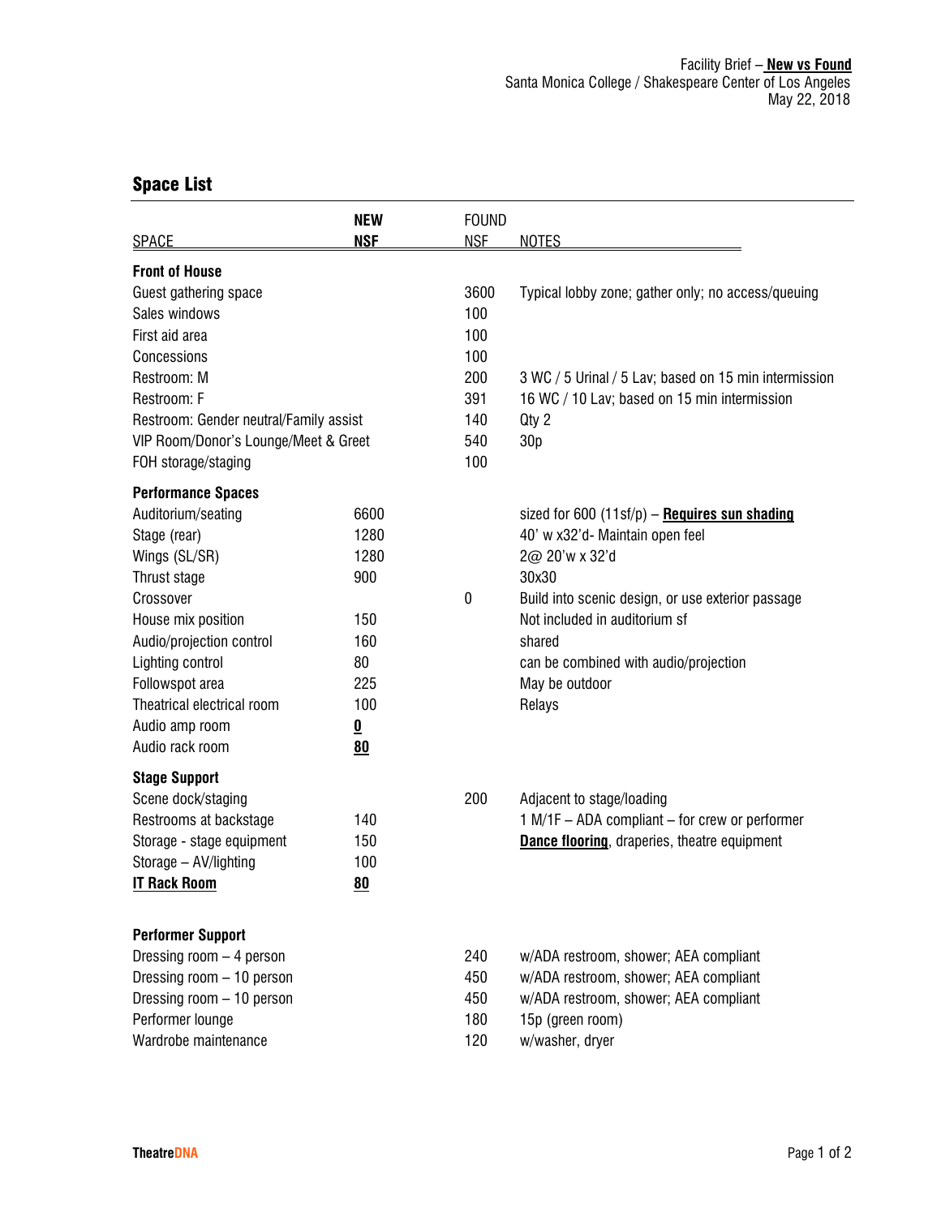Facility Brief – **New vs Found**
Santa Monica College / Shakespeare Center of Los Angeles
May 22, 2018

## Space List

| SPACE | NEW NSF | FOUND NSF | NOTES |
|---|---|---|---|
| **Front of House** | | | |
| Guest gathering space | | 3600 | Typical lobby zone; gather only; no access/queuing |
| Sales windows | | 100 | |
| First aid area | | 100 | |
| Concessions | | 100 | |
| Restroom: M | | 200 | 3 WC / 5 Urinal / 5 Lav; based on 15 min intermission |
| Restroom: F | | 391 | 16 WC / 10 Lav; based on 15 min intermission |
| Restroom: Gender neutral/Family assist | | 140 | Qty 2 |
| VIP Room/Donor's Lounge/Meet & Greet | | 540 | 30p |
| FOH storage/staging | | 100 | |
| **Performance Spaces** | | | |
| Auditorium/seating | 6600 | | sized for 600 (11sf/p) – **Requires sun shading** |
| Stage (rear) | 1280 | | 40' w x32'd- Maintain open feel |
| Wings (SL/SR) | 1280 | | 2@ 20'w x 32'd |
| Thrust stage | 900 | | 30x30 |
| Crossover | | 0 | Build into scenic design, or use exterior passage |
| House mix position | 150 | | Not included in auditorium sf |
| Audio/projection control | 160 | | shared |
| Lighting control | 80 | | can be combined with audio/projection |
| Followspot area | 225 | | May be outdoor |
| Theatrical electrical room | 100 | | Relays |
| Audio amp room | **0** | | |
| Audio rack room | **80** | | |
| **Stage Support** | | | |
| Scene dock/staging | | 200 | Adjacent to stage/loading |
| Restrooms at backstage | 140 | | 1 M/1F – ADA compliant – for crew or performer |
| Storage - stage equipment | 150 | | **Dance flooring**, draperies, theatre equipment |
| Storage – AV/lighting | 100 | | |
| **IT Rack Room** | **80** | | |
| **Performer Support** | | | |
| Dressing room – 4 person | | 240 | w/ADA restroom, shower; AEA compliant |
| Dressing room – 10 person | | 450 | w/ADA restroom, shower; AEA compliant |
| Dressing room – 10 person | | 450 | w/ADA restroom, shower; AEA compliant |
| Performer lounge | | 180 | 15p (green room) |
| Wardrobe maintenance | | 120 | w/washer, dryer |

TheatreDNA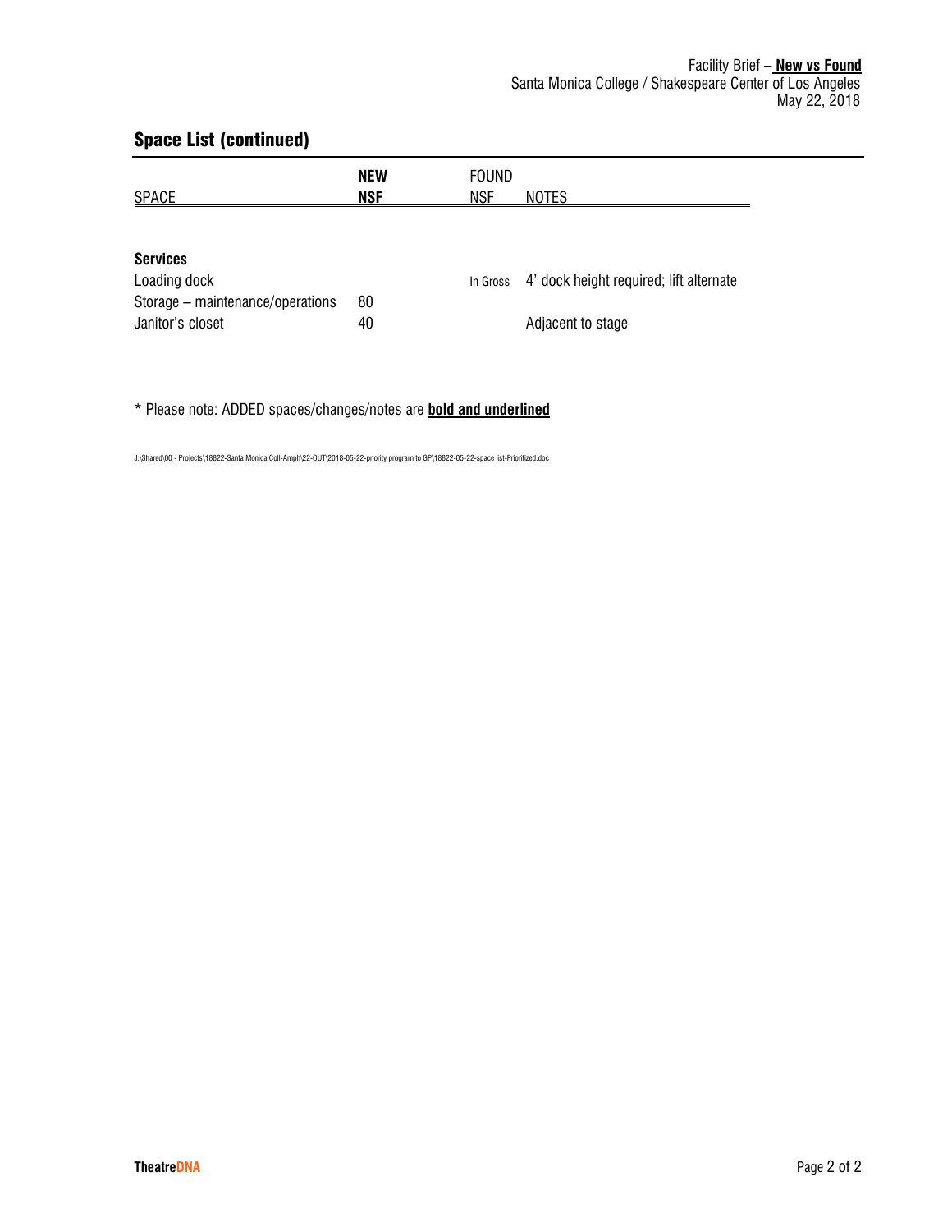## Space List (continued)

| SPACE | NEW NSF | FOUND NSF | NOTES |
|---|---|---|---|
| **Services** | | | |
| Loading dock | | In Gross | 4' dock height required; lift alternate |
| Storage – maintenance/operations | 80 | | |
| Janitor's closet | 40 | | Adjacent to stage |

* Please note: ADDED spaces/changes/notes are **bold and underlined**

J:\Shared\00 - Projects\18822-Santa Monica Coll-Amph\22-OUT\2018-05-22-priority program to GP\18822-05-22-space list-Prioritized.doc